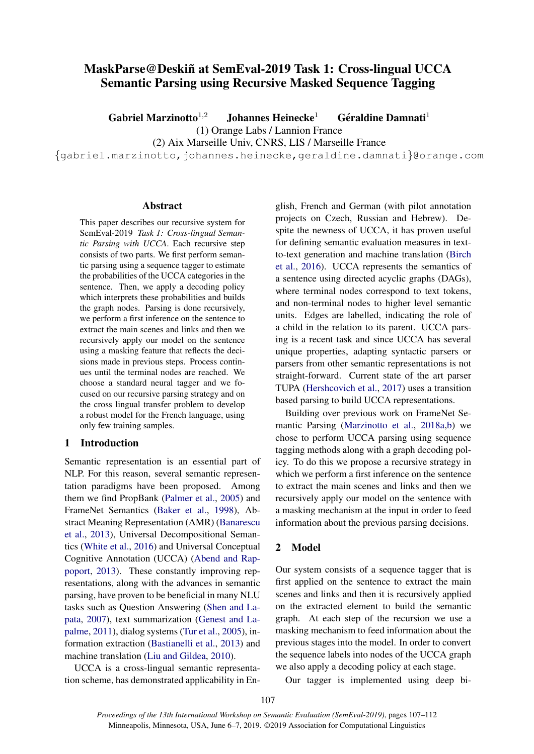# MaskParse@Deskiñ at SemEval-2019 Task 1: Cross-lingual UCCA Semantic Parsing using Recursive Masked Sequence Tagging

**Gabriel Marzinotto**[1,2] **Johannes Heinecke**[1] **Géraldine Damnati**[1]

(1) Orange Labs / Lannion France

(2) Aix Marseille Univ, CNRS, LIS / Marseille France

{gabriel.marzinotto,johannes.heinecke,geraldine.damnati}@orange.com

## Abstract

This paper describes our recursive system for SemEval-2019 *Task 1: Cross-lingual Semantic Parsing with UCCA*. Each recursive step consists of two parts. We first perform semantic parsing using a sequence tagger to estimate the probabilities of the UCCA categories in the sentence. Then, we apply a decoding policy which interprets these probabilities and builds the graph nodes. Parsing is done recursively, we perform a first inference on the sentence to extract the main scenes and links and then we recursively apply our model on the sentence using a masking feature that reflects the decisions made in previous steps. Process continues until the terminal nodes are reached. We choose a standard neural tagger and we focused on our recursive parsing strategy and on the cross lingual transfer problem to develop a robust model for the French language, using only few training samples.

## 1 Introduction

Semantic representation is an essential part of NLP. For this reason, several semantic representation paradigms have been proposed. Among them we find PropBank (Palmer et al., 2005) and FrameNet Semantics (Baker et al., 1998), Abstract Meaning Representation (AMR) (Banarescu et al., 2013), Universal Decompositional Semantics (White et al., 2016) and Universal Conceptual Cognitive Annotation (UCCA) (Abend and Rappoport, 2013). These constantly improving representations, along with the advances in semantic parsing, have proven to be beneficial in many NLU tasks such as Question Answering (Shen and Lapata, 2007), text summarization (Genest and Lapalme, 2011), dialog systems (Tur et al., 2005), information extraction (Bastianelli et al., 2013) and machine translation (Liu and Gildea, 2010).

UCCA is a cross-lingual semantic representation scheme, has demonstrated applicability in English, French and German (with pilot annotation projects on Czech, Russian and Hebrew). Despite the newness of UCCA, it has proven useful for defining semantic evaluation measures in text-to-text generation and machine translation (Birch et al., 2016). UCCA represents the semantics of a sentence using directed acyclic graphs (DAGs), where terminal nodes correspond to text tokens, and non-terminal nodes to higher level semantic units. Edges are labelled, indicating the role of a child in the relation to its parent. UCCA parsing is a recent task and since UCCA has several unique properties, adapting syntactic parsers or parsers from other semantic representations is not straight-forward. Current state of the art parser TUPA (Hershcovich et al., 2017) uses a transition based parsing to build UCCA representations.

Building over previous work on FrameNet Semantic Parsing (Marzinotto et al., 2018a,b) we chose to perform UCCA parsing using sequence tagging methods along with a graph decoding policy. To do this we propose a recursive strategy in which we perform a first inference on the sentence to extract the main scenes and links and then we recursively apply our model on the sentence with a masking mechanism at the input in order to feed information about the previous parsing decisions.

## 2 Model

Our system consists of a sequence tagger that is first applied on the sentence to extract the main scenes and links and then it is recursively applied on the extracted element to build the semantic graph. At each step of the recursion we use a masking mechanism to feed information about the previous stages into the model. In order to convert the sequence labels into nodes of the UCCA graph we also apply a decoding policy at each stage.

Our tagger is implemented using deep bi-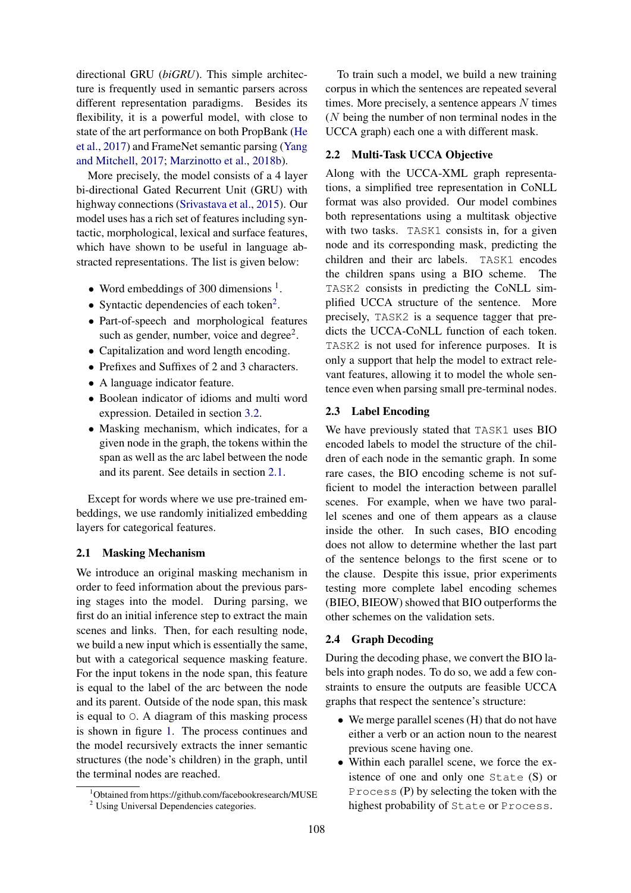directional GRU (*biGRU*). This simple architecture is frequently used in semantic parsers across different representation paradigms. Besides its flexibility, it is a powerful model, with close to state of the art performance on both PropBank (He et al., 2017) and FrameNet semantic parsing (Yang and Mitchell, 2017; Marzinotto et al., 2018b).

More precisely, the model consists of a 4 layer bi-directional Gated Recurrent Unit (GRU) with highway connections (Srivastava et al., 2015). Our model uses has a rich set of features including syntactic, morphological, lexical and surface features, which have shown to be useful in language abstracted representations. The list is given below:

- Word embeddings of 300 dimensions [1].
- Syntactic dependencies of each token[2].
- Part-of-speech and morphological features such as gender, number, voice and degree[2].
- Capitalization and word length encoding.
- Prefixes and Suffixes of 2 and 3 characters.
- A language indicator feature.
- Boolean indicator of idioms and multi word expression. Detailed in section 3.2.
- Masking mechanism, which indicates, for a given node in the graph, the tokens within the span as well as the arc label between the node and its parent. See details in section 2.1.

Except for words where we use pre-trained embeddings, we use randomly initialized embedding layers for categorical features.

## 2.1 Masking Mechanism

We introduce an original masking mechanism in order to feed information about the previous parsing stages into the model. During parsing, we first do an initial inference step to extract the main scenes and links. Then, for each resulting node, we build a new input which is essentially the same, but with a categorical sequence masking feature. For the input tokens in the node span, this feature is equal to the label of the arc between the node and its parent. Outside of the node span, this mask is equal to `O`. A diagram of this masking process is shown in figure 1. The process continues and the model recursively extracts the inner semantic structures (the node's children) in the graph, until the terminal nodes are reached.

To train such a model, we build a new training corpus in which the sentences are repeated several times. More precisely, a sentence appears $N$ times ($N$ being the number of non terminal nodes in the UCCA graph) each one a with different mask.

## 2.2 Multi-Task UCCA Objective

Along with the UCCA-XML graph representations, a simplified tree representation in CoNLL format was also provided. Our model combines both representations using a multitask objective with two tasks. `TASK1` consists in, for a given node and its corresponding mask, predicting the children and their arc labels. `TASK1` encodes the children spans using a BIO scheme. The `TASK2` consists in predicting the CoNLL simplified UCCA structure of the sentence. More precisely, `TASK2` is a sequence tagger that predicts the UCCA-CoNLL function of each token. `TASK2` is not used for inference purposes. It is only a support that help the model to extract relevant features, allowing it to model the whole sentence even when parsing small pre-terminal nodes.

## 2.3 Label Encoding

We have previously stated that `TASK1` uses BIO encoded labels to model the structure of the children of each node in the semantic graph. In some rare cases, the BIO encoding scheme is not sufficient to model the interaction between parallel scenes. For example, when we have two parallel scenes and one of them appears as a clause inside the other. In such cases, BIO encoding does not allow to determine whether the last part of the sentence belongs to the first scene or to the clause. Despite this issue, prior experiments testing more complete label encoding schemes (BIEO, BIEOW) showed that BIO outperforms the other schemes on the validation sets.

## 2.4 Graph Decoding

During the decoding phase, we convert the BIO labels into graph nodes. To do so, we add a few constraints to ensure the outputs are feasible UCCA graphs that respect the sentence's structure:

- We merge parallel scenes (H) that do not have either a verb or an action noun to the nearest previous scene having one.
- Within each parallel scene, we force the existence of one and only one `State` (S) or `Process` (P) by selecting the token with the highest probability of `State` or `Process`.

[1] Obtained from https://github.com/facebookresearch/MUSE

[2] Using Universal Dependencies categories.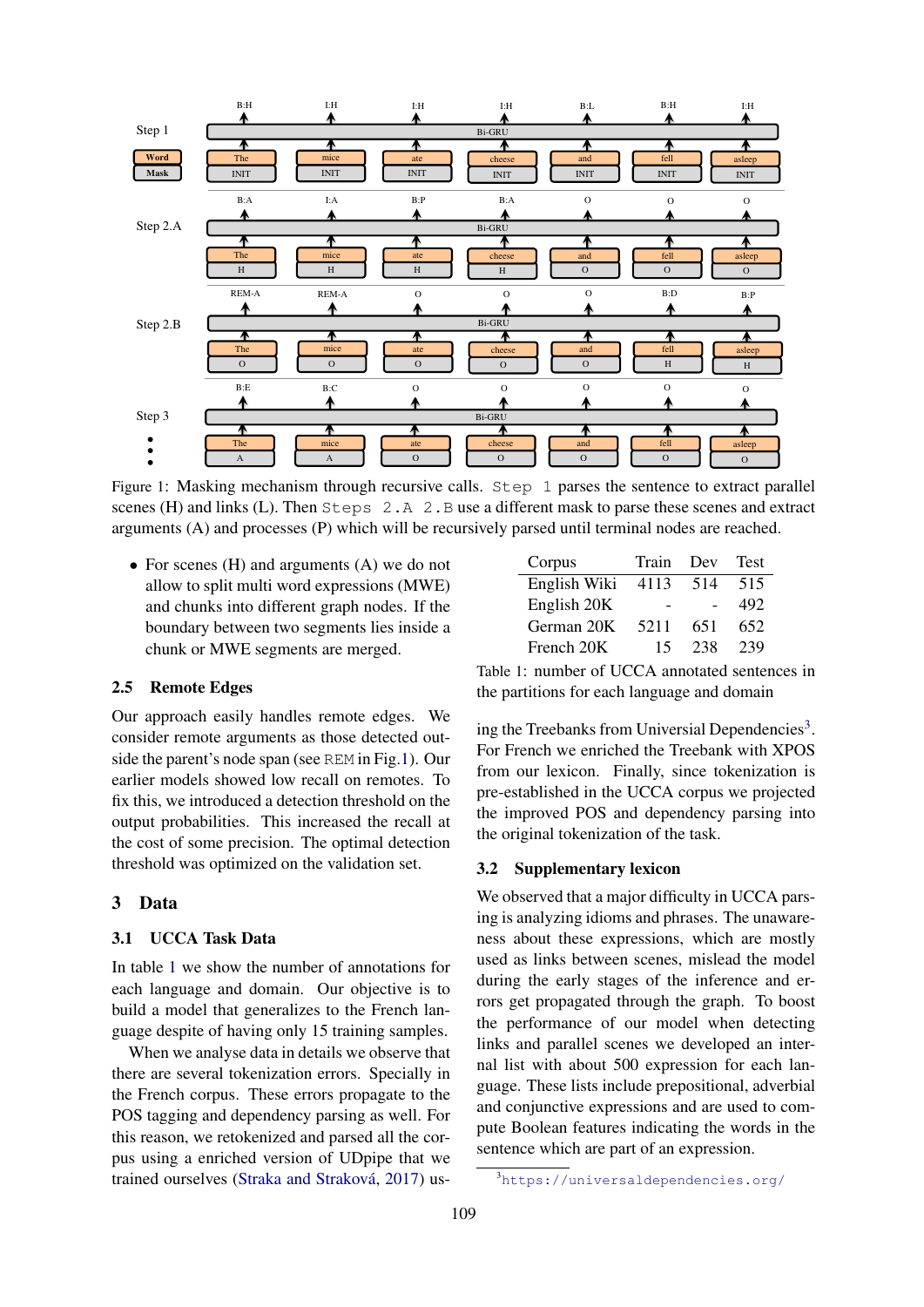Figure 1: Masking mechanism through recursive calls. `Step 1` parses the sentence to extract parallel scenes (H) and links (L). Then `Steps 2.A 2.B` use a different mask to parse these scenes and extract arguments (A) and processes (P) which will be recursively parsed until terminal nodes are reached.

- For scenes (H) and arguments (A) we do not allow to split multi word expressions (MWE) and chunks into different graph nodes. If the boundary between two segments lies inside a chunk or MWE segments are merged.

## 2.5 Remote Edges

Our approach easily handles remote edges. We consider remote arguments as those detected outside the parent's node span (see REM in Fig.1). Our earlier models showed low recall on remotes. To fix this, we introduced a detection threshold on the output probabilities. This increased the recall at the cost of some precision. The optimal detection threshold was optimized on the validation set.

# 3 Data

## 3.1 UCCA Task Data

In table 1 we show the number of annotations for each language and domain. Our objective is to build a model that generalizes to the French language despite of having only 15 training samples.

When we analyse data in details we observe that there are several tokenization errors. Specially in the French corpus. These errors propagate to the POS tagging and dependency parsing as well. For this reason, we retokenized and parsed all the corpus using a enriched version of UDpipe that we trained ourselves (Straka and Straková, 2017) using the Treebanks from Universal Dependencies[3]. For French we enriched the Treebank with XPOS from our lexicon. Finally, since tokenization is pre-established in the UCCA corpus we projected the improved POS and dependency parsing into the original tokenization of the task.

| Corpus | Train | Dev | Test |
|---|---|---|---|
| English Wiki | 4113 | 514 | 515 |
| English 20K | - | - | 492 |
| German 20K | 5211 | 651 | 652 |
| French 20K | 15 | 238 | 239 |

Table 1: number of UCCA annotated sentences in the partitions for each language and domain

## 3.2 Supplementary lexicon

We observed that a major difficulty in UCCA parsing is analyzing idioms and phrases. The unawareness about these expressions, which are mostly used as links between scenes, mislead the model during the early stages of the inference and errors get propagated through the graph. To boost the performance of our model when detecting links and parallel scenes we developed an internal list with about 500 expression for each language. These lists include prepositional, adverbial and conjunctive expressions and are used to compute Boolean features indicating the words in the sentence which are part of an expression.

[3] https://universaldependencies.org/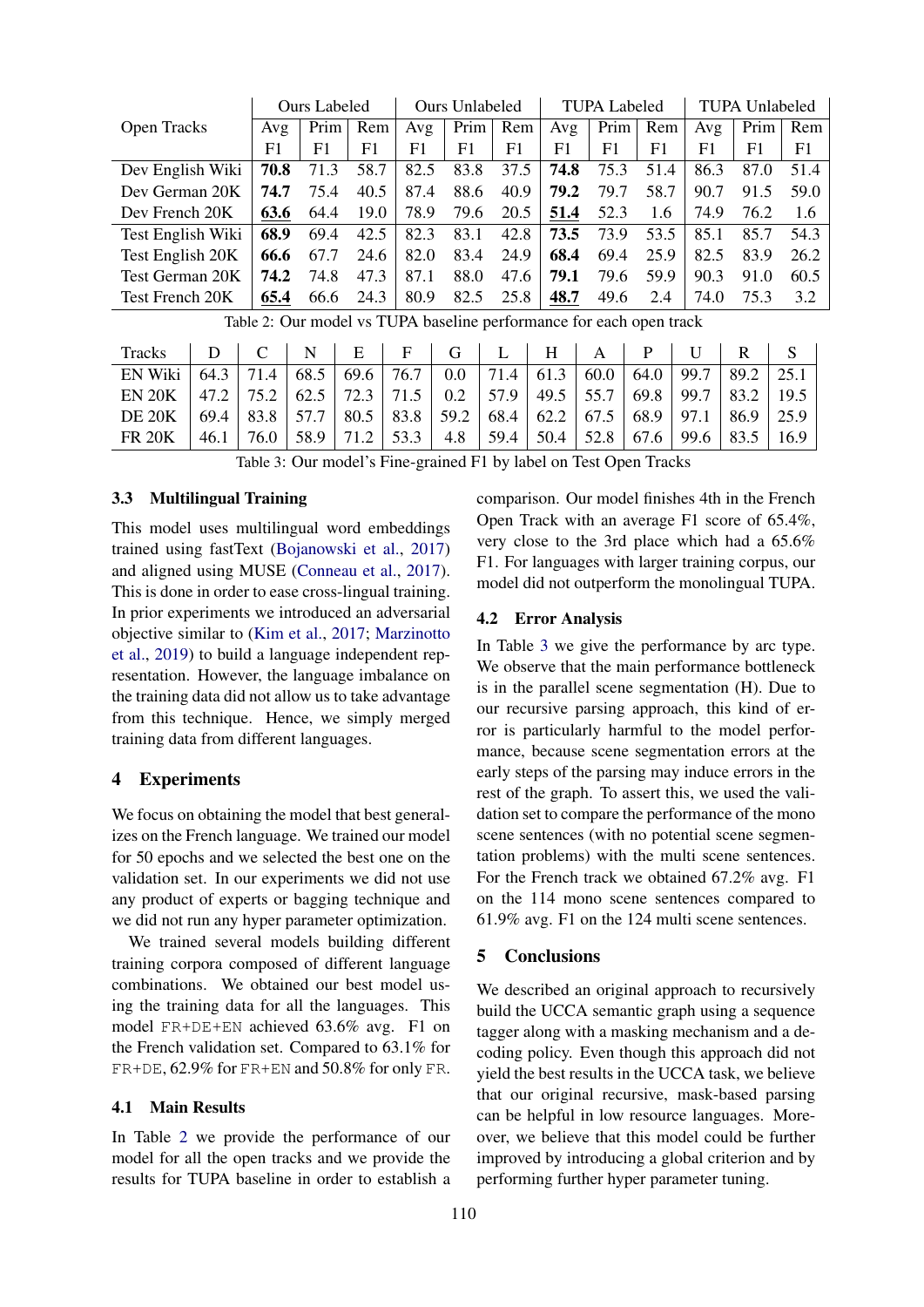| Open Tracks | Ours Labeled | | | Ours Unlabeled | | | TUPA Labeled | | | TUPA Unlabeled | | |
|---|---|---|---|---|---|---|---|---|---|---|---|---|
| | Avg F1 | Prim F1 | Rem F1 | Avg F1 | Prim F1 | Rem F1 | Avg F1 | Prim F1 | Rem F1 | Avg F1 | Prim F1 | Rem F1 |
| Dev English Wiki | **70.8** | 71.3 | 58.7 | 82.5 | 83.8 | 37.5 | **74.8** | 75.3 | 51.4 | 86.3 | 87.0 | 51.4 |
| Dev German 20K | **74.7** | 75.4 | 40.5 | 87.4 | 88.6 | 40.9 | **79.2** | 79.7 | 58.7 | 90.7 | 91.5 | 59.0 |
| Dev French 20K | **63.6** | 64.4 | 19.0 | 78.9 | 79.6 | 20.5 | **51.4** | 52.3 | 1.6 | 74.9 | 76.2 | 1.6 |
| Test English Wiki | **68.9** | 69.4 | 42.5 | 82.3 | 83.1 | 42.8 | **73.5** | 73.9 | 53.5 | 85.1 | 85.7 | 54.3 |
| Test English 20K | **66.6** | 67.7 | 24.6 | 82.0 | 83.4 | 24.9 | **68.4** | 69.4 | 25.9 | 82.5 | 83.9 | 26.2 |
| Test German 20K | **74.2** | 74.8 | 47.3 | 87.1 | 88.0 | 47.6 | **79.1** | 79.6 | 59.9 | 90.3 | 91.0 | 60.5 |
| Test French 20K | **65.4** | 66.6 | 24.3 | 80.9 | 82.5 | 25.8 | **48.7** | 49.6 | 2.4 | 74.0 | 75.3 | 3.2 |

Table 2: Our model vs TUPA baseline performance for each open track

| Tracks | D | C | N | E | F | G | L | H | A | P | U | R | S |
|---|---|---|---|---|---|---|---|---|---|---|---|---|---|
| EN Wiki | 64.3 | 71.4 | 68.5 | 69.6 | 76.7 | 0.0 | 71.4 | 61.3 | 60.0 | 64.0 | 99.7 | 89.2 | 25.1 |
| EN 20K | 47.2 | 75.2 | 62.5 | 72.3 | 71.5 | 0.2 | 57.9 | 49.5 | 55.7 | 69.8 | 99.7 | 83.2 | 19.5 |
| DE 20K | 69.4 | 83.8 | 57.7 | 80.5 | 83.8 | 59.2 | 68.4 | 62.2 | 67.5 | 68.9 | 97.1 | 86.9 | 25.9 |
| FR 20K | 46.1 | 76.0 | 58.9 | 71.2 | 53.3 | 4.8 | 59.4 | 50.4 | 52.8 | 67.6 | 99.6 | 83.5 | 16.9 |

Table 3: Our model's Fine-grained F1 by label on Test Open Tracks

### 3.3 Multilingual Training

This model uses multilingual word embeddings trained using fastText (Bojanowski et al., 2017) and aligned using MUSE (Conneau et al., 2017). This is done in order to ease cross-lingual training. In prior experiments we introduced an adversarial objective similar to (Kim et al., 2017; Marzinotto et al., 2019) to build a language independent representation. However, the language imbalance on the training data did not allow us to take advantage from this technique. Hence, we simply merged training data from different languages.

## 4 Experiments

We focus on obtaining the model that best generalizes on the French language. We trained our model for 50 epochs and we selected the best one on the validation set. In our experiments we did not use any product of experts or bagging technique and we did not run any hyper parameter optimization.

We trained several models building different training corpora composed of different language combinations. We obtained our best model using the training data for all the languages. This model `FR+DE+EN` achieved 63.6% avg. F1 on the French validation set. Compared to 63.1% for `FR+DE`, 62.9% for `FR+EN` and 50.8% for only `FR`.

### 4.1 Main Results

In Table 2 we provide the performance of our model for all the open tracks and we provide the results for TUPA baseline in order to establish a comparison. Our model finishes 4th in the French Open Track with an average F1 score of 65.4%, very close to the 3rd place which had a 65.6% F1. For languages with larger training corpus, our model did not outperform the monolingual TUPA.

### 4.2 Error Analysis

In Table 3 we give the performance by arc type. We observe that the main performance bottleneck is in the parallel scene segmentation (H). Due to our recursive parsing approach, this kind of error is particularly harmful to the model performance, because scene segmentation errors at the early steps of the parsing may induce errors in the rest of the graph. To assert this, we used the validation set to compare the performance of the mono scene sentences (with no potential scene segmentation problems) with the multi scene sentences. For the French track we obtained 67.2% avg. F1 on the 114 mono scene sentences compared to 61.9% avg. F1 on the 124 multi scene sentences.

## 5 Conclusions

We described an original approach to recursively build the UCCA semantic graph using a sequence tagger along with a masking mechanism and a decoding policy. Even though this approach did not yield the best results in the UCCA task, we believe that our original recursive, mask-based parsing can be helpful in low resource languages. Moreover, we believe that this model could be further improved by introducing a global criterion and by performing further hyper parameter tuning.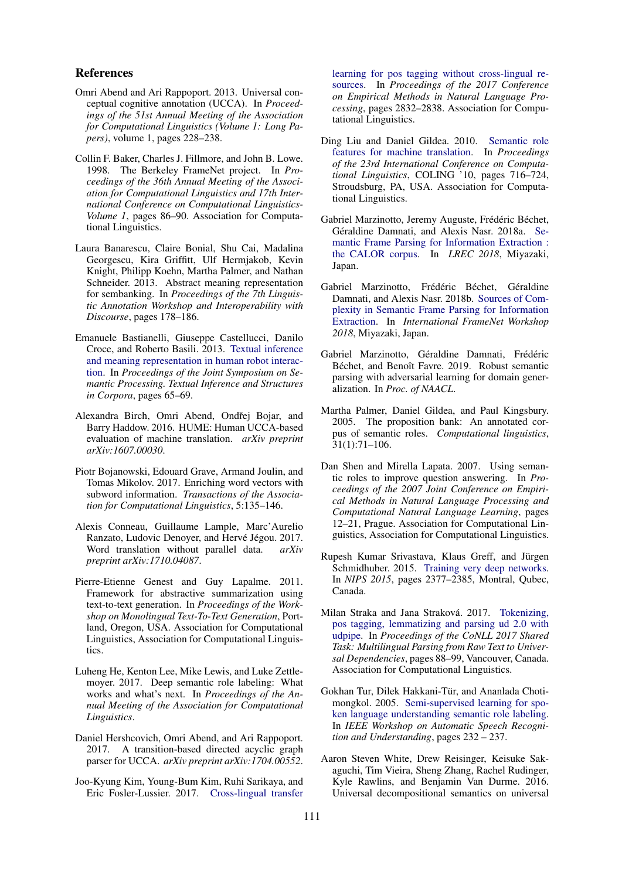## References

Omri Abend and Ari Rappoport. 2013. Universal conceptual cognitive annotation (UCCA). In *Proceedings of the 51st Annual Meeting of the Association for Computational Linguistics (Volume 1: Long Papers)*, volume 1, pages 228–238.

Collin F. Baker, Charles J. Fillmore, and John B. Lowe. 1998. The Berkeley FrameNet project. In *Proceedings of the 36th Annual Meeting of the Association for Computational Linguistics and 17th International Conference on Computational Linguistics-Volume 1*, pages 86–90. Association for Computational Linguistics.

Laura Banarescu, Claire Bonial, Shu Cai, Madalina Georgescu, Kira Griffitt, Ulf Hermjakob, Kevin Knight, Philipp Koehn, Martha Palmer, and Nathan Schneider. 2013. Abstract meaning representation for sembanking. In *Proceedings of the 7th Linguistic Annotation Workshop and Interoperability with Discourse*, pages 178–186.

Emanuele Bastianelli, Giuseppe Castellucci, Danilo Croce, and Roberto Basili. 2013. Textual inference and meaning representation in human robot interaction. In *Proceedings of the Joint Symposium on Semantic Processing. Textual Inference and Structures in Corpora*, pages 65–69.

Alexandra Birch, Omri Abend, Ondřej Bojar, and Barry Haddow. 2016. HUME: Human UCCA-based evaluation of machine translation. *arXiv preprint arXiv:1607.00030*.

Piotr Bojanowski, Edouard Grave, Armand Joulin, and Tomas Mikolov. 2017. Enriching word vectors with subword information. *Transactions of the Association for Computational Linguistics*, 5:135–146.

Alexis Conneau, Guillaume Lample, Marc'Aurelio Ranzato, Ludovic Denoyer, and Hervé Jégou. 2017. Word translation without parallel data. *arXiv preprint arXiv:1710.04087*.

Pierre-Etienne Genest and Guy Lapalme. 2011. Framework for abstractive summarization using text-to-text generation. In *Proceedings of the Workshop on Monolingual Text-To-Text Generation*, Portland, Oregon, USA. Association for Computational Linguistics, Association for Computational Linguistics.

Luheng He, Kenton Lee, Mike Lewis, and Luke Zettlemoyer. 2017. Deep semantic role labeling: What works and what's next. In *Proceedings of the Annual Meeting of the Association for Computational Linguistics*.

Daniel Hershcovich, Omri Abend, and Ari Rappoport. 2017. A transition-based directed acyclic graph parser for UCCA. *arXiv preprint arXiv:1704.00552*.

Joo-Kyung Kim, Young-Bum Kim, Ruhi Sarikaya, and Eric Fosler-Lussier. 2017. Cross-lingual transfer learning for pos tagging without cross-lingual resources. In *Proceedings of the 2017 Conference on Empirical Methods in Natural Language Processing*, pages 2832–2838. Association for Computational Linguistics.

Ding Liu and Daniel Gildea. 2010. Semantic role features for machine translation. In *Proceedings of the 23rd International Conference on Computational Linguistics*, COLING '10, pages 716–724, Stroudsburg, PA, USA. Association for Computational Linguistics.

Gabriel Marzinotto, Jeremy Auguste, Frédéric Béchet, Géraldine Damnati, and Alexis Nasr. 2018a. Semantic Frame Parsing for Information Extraction : the CALOR corpus. In *LREC 2018*, Miyazaki, Japan.

Gabriel Marzinotto, Frédéric Béchet, Géraldine Damnati, and Alexis Nasr. 2018b. Sources of Complexity in Semantic Frame Parsing for Information Extraction. In *International FrameNet Workshop 2018*, Miyazaki, Japan.

Gabriel Marzinotto, Géraldine Damnati, Frédéric Béchet, and Benoît Favre. 2019. Robust semantic parsing with adversarial learning for domain generalization. In *Proc. of NAACL*.

Martha Palmer, Daniel Gildea, and Paul Kingsbury. 2005. The proposition bank: An annotated corpus of semantic roles. *Computational linguistics*, 31(1):71–106.

Dan Shen and Mirella Lapata. 2007. Using semantic roles to improve question answering. In *Proceedings of the 2007 Joint Conference on Empirical Methods in Natural Language Processing and Computational Natural Language Learning*, pages 12–21, Prague. Association for Computational Linguistics, Association for Computational Linguistics.

Rupesh Kumar Srivastava, Klaus Greff, and Jürgen Schmidhuber. 2015. Training very deep networks. In *NIPS 2015*, pages 2377–2385, Montral, Qubec, Canada.

Milan Straka and Jana Straková. 2017. Tokenizing, pos tagging, lemmatizing and parsing ud 2.0 with udpipe. In *Proceedings of the CoNLL 2017 Shared Task: Multilingual Parsing from Raw Text to Universal Dependencies*, pages 88–99, Vancouver, Canada. Association for Computational Linguistics.

Gokhan Tur, Dilek Hakkani-Tür, and Ananlada Chotimongkol. 2005. Semi-supervised learning for spoken language understanding semantic role labeling. In *IEEE Workshop on Automatic Speech Recognition and Understanding*, pages 232 – 237.

Aaron Steven White, Drew Reisinger, Keisuke Sakaguchi, Tim Vieira, Sheng Zhang, Rachel Rudinger, Kyle Rawlins, and Benjamin Van Durme. 2016. Universal decompositional semantics on universal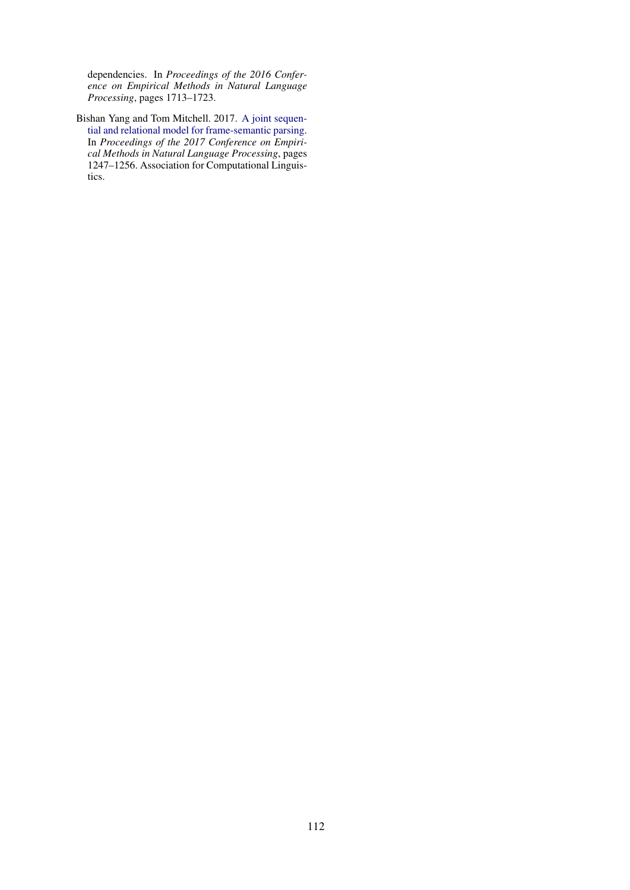dependencies. In *Proceedings of the 2016 Conference on Empirical Methods in Natural Language Processing*, pages 1713–1723.

Bishan Yang and Tom Mitchell. 2017. A joint sequential and relational model for frame-semantic parsing. In *Proceedings of the 2017 Conference on Empirical Methods in Natural Language Processing*, pages 1247–1256. Association for Computational Linguistics.